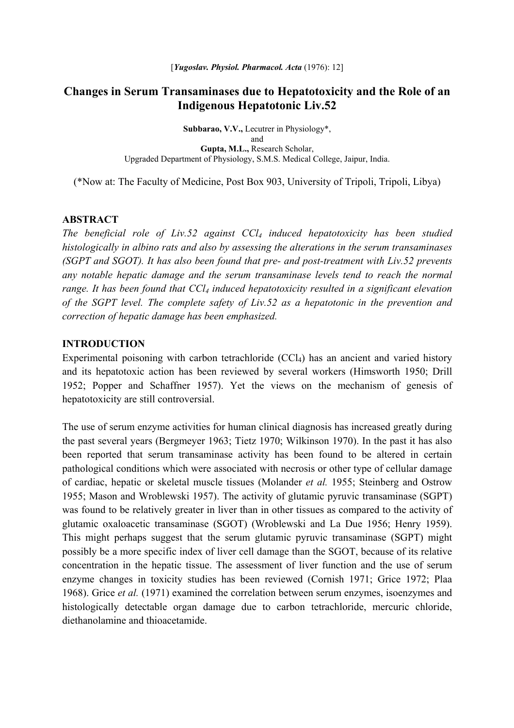[*Yugoslav. Physiol. Pharmacol. Acta* (1976): 12]

# Changes in Serum Transaminases due to Hepatotoxicity and the Role of an Indigenous Hepatotonic Liv.52

**Subbarao, V.V.,** Lecutrer in Physiology*,
and
**Gupta, M.L.,** Research Scholar,
Upgraded Department of Physiology, S.M.S. Medical College, Jaipur, India.

(*Now at: The Faculty of Medicine, Post Box 903, University of Tripoli, Tripoli, Libya)

## ABSTRACT

*The beneficial role of Liv.52 against $CCl_4$ induced hepatotoxicity has been studied histologically in albino rats and also by assessing the alterations in the serum transaminases (SGPT and SGOT). It has also been found that pre- and post-treatment with Liv.52 prevents any notable hepatic damage and the serum transaminase levels tend to reach the normal range. It has been found that $CCl_4$ induced hepatotoxicity resulted in a significant elevation of the SGPT level. The complete safety of Liv.52 as a hepatotonic in the prevention and correction of hepatic damage has been emphasized.*

## INTRODUCTION

Experimental poisoning with carbon tetrachloride ($CCl_4$) has an ancient and varied history and its hepatotoxic action has been reviewed by several workers (Himsworth 1950; Drill 1952; Popper and Schaffner 1957). Yet the views on the mechanism of genesis of hepatotoxicity are still controversial.

The use of serum enzyme activities for human clinical diagnosis has increased greatly during the past several years (Bergmeyer 1963; Tietz 1970; Wilkinson 1970). In the past it has also been reported that serum transaminase activity has been found to be altered in certain pathological conditions which were associated with necrosis or other type of cellular damage of cardiac, hepatic or skeletal muscle tissues (Molander *et al.* 1955; Steinberg and Ostrow 1955; Mason and Wroblewski 1957). The activity of glutamic pyruvic transaminase (SGPT) was found to be relatively greater in liver than in other tissues as compared to the activity of glutamic oxaloacetic transaminase (SGOT) (Wroblewski and La Due 1956; Henry 1959). This might perhaps suggest that the serum glutamic pyruvic transaminase (SGPT) might possibly be a more specific index of liver cell damage than the SGOT, because of its relative concentration in the hepatic tissue. The assessment of liver function and the use of serum enzyme changes in toxicity studies has been reviewed (Cornish 1971; Grice 1972; Plaa 1968). Grice *et al.* (1971) examined the correlation between serum enzymes, isoenzymes and histologically detectable organ damage due to carbon tetrachloride, mercuric chloride, diethanolamine and thioacetamide.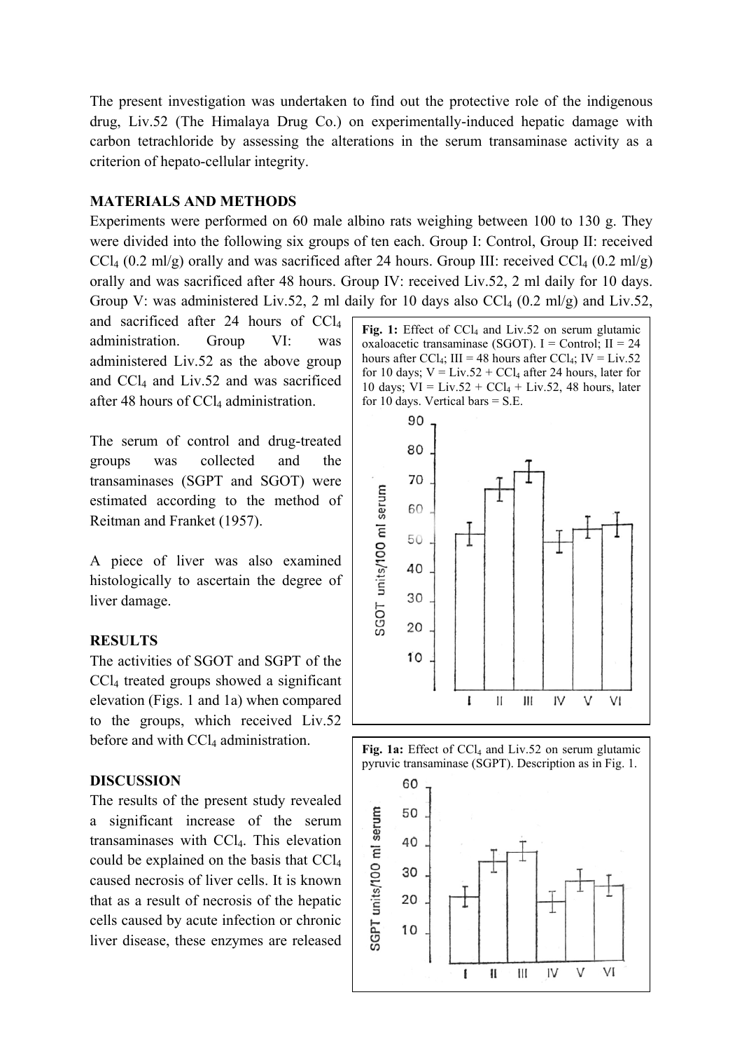The present investigation was undertaken to find out the protective role of the indigenous drug, Liv.52 (The Himalaya Drug Co.) on experimentally-induced hepatic damage with carbon tetrachloride by assessing the alterations in the serum transaminase activity as a criterion of hepato-cellular integrity.

**MATERIALS AND METHODS**

Experiments were performed on 60 male albino rats weighing between 100 to 130 g. They were divided into the following six groups of ten each. Group I: Control, Group II: received $CCl_4$ (0.2 ml/g) orally and was sacrificed after 24 hours. Group III: received $CCl_4$ (0.2 ml/g) orally and was sacrificed after 48 hours. Group IV: received Liv.52, 2 ml daily for 10 days. Group V: was administered Liv.52, 2 ml daily for 10 days also $CCl_4$ (0.2 ml/g) and Liv.52, and sacrificed after 24 hours of $CCl_4$ administration. Group VI: was administered Liv.52 as the above group and $CCl_4$ and Liv.52 and was sacrificed after 48 hours of $CCl_4$ administration.

The serum of control and drug-treated groups was collected and the transaminases (SGPT and SGOT) were estimated according to the method of Reitman and Franket (1957).

A piece of liver was also examined histologically to ascertain the degree of liver damage.

**RESULTS**

The activities of SGOT and SGPT of the $CCl_4$ treated groups showed a significant elevation (Figs. 1 and 1a) when compared to the groups, which received Liv.52 before and with $CCl_4$ administration.

**Fig. 1:** Effect of $CCl_4$ and Liv.52 on serum glutamic oxaloacetic transaminase (SGOT). I = Control; II = 24 hours after $CCl_4$; III = 48 hours after $CCl_4$; IV = Liv.52 for 10 days; V = Liv.52 + $CCl_4$ after 24 hours, later for 10 days; VI = Liv.52 + $CCl_4$ + Liv.52, 48 hours, later for 10 days. Vertical bars = S.E.

**Fig. 1a:** Effect of $CCl_4$ and Liv.52 on serum glutamic pyruvic transaminase (SGPT). Description as in Fig. 1.

**DISCUSSION**

The results of the present study revealed a significant increase of the serum transaminases with $CCl_4$. This elevation could be explained on the basis that $CCl_4$ caused necrosis of liver cells. It is known that as a result of necrosis of the hepatic cells caused by acute infection or chronic liver disease, these enzymes are released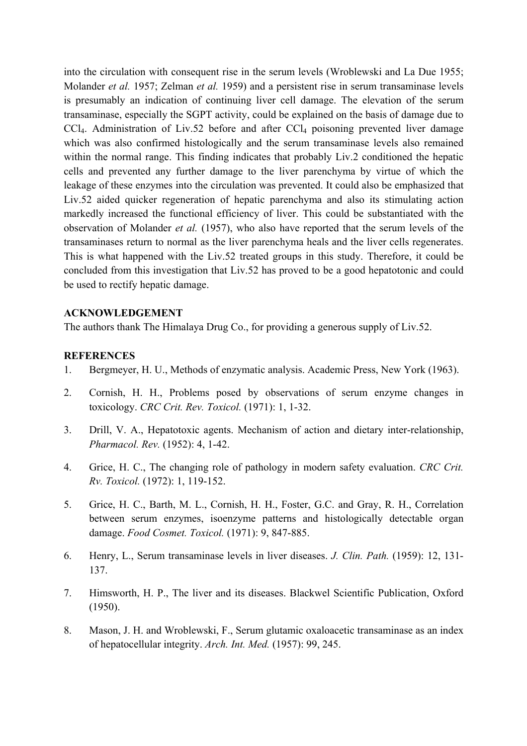into the circulation with consequent rise in the serum levels (Wroblewski and La Due 1955; Molander *et al.* 1957; Zelman *et al.* 1959) and a persistent rise in serum transaminase levels is presumably an indication of continuing liver cell damage. The elevation of the serum transaminase, especially the SGPT activity, could be explained on the basis of damage due to $CCl_4$. Administration of Liv.52 before and after $CCl_4$ poisoning prevented liver damage which was also confirmed histologically and the serum transaminase levels also remained within the normal range. This finding indicates that probably Liv.2 conditioned the hepatic cells and prevented any further damage to the liver parenchyma by virtue of which the leakage of these enzymes into the circulation was prevented. It could also be emphasized that Liv.52 aided quicker regeneration of hepatic parenchyma and also its stimulating action markedly increased the functional efficiency of liver. This could be substantiated with the observation of Molander *et al.* (1957), who also have reported that the serum levels of the transaminases return to normal as the liver parenchyma heals and the liver cells regenerates. This is what happened with the Liv.52 treated groups in this study. Therefore, it could be concluded from this investigation that Liv.52 has proved to be a good hepatotonic and could be used to rectify hepatic damage.

**ACKNOWLEDGEMENT**

The authors thank The Himalaya Drug Co., for providing a generous supply of Liv.52.

**REFERENCES**

1. Bergmeyer, H. U., Methods of enzymatic analysis. Academic Press, New York (1963).
2. Cornish, H. H., Problems posed by observations of serum enzyme changes in toxicology. *CRC Crit. Rev. Toxicol.* (1971): 1, 1-32.
3. Drill, V. A., Hepatotoxic agents. Mechanism of action and dietary inter-relationship, *Pharmacol. Rev.* (1952): 4, 1-42.
4. Grice, H. C., The changing role of pathology in modern safety evaluation. *CRC Crit. Rv. Toxicol.* (1972): 1, 119-152.
5. Grice, H. C., Barth, M. L., Cornish, H. H., Foster, G.C. and Gray, R. H., Correlation between serum enzymes, isoenzyme patterns and histologically detectable organ damage. *Food Cosmet. Toxicol.* (1971): 9, 847-885.
6. Henry, L., Serum transaminase levels in liver diseases. *J. Clin. Path.* (1959): 12, 131-137.
7. Himsworth, H. P., The liver and its diseases. Blackwel Scientific Publication, Oxford (1950).
8. Mason, J. H. and Wroblewski, F., Serum glutamic oxaloacetic transaminase as an index of hepatocellular integrity. *Arch. Int. Med.* (1957): 99, 245.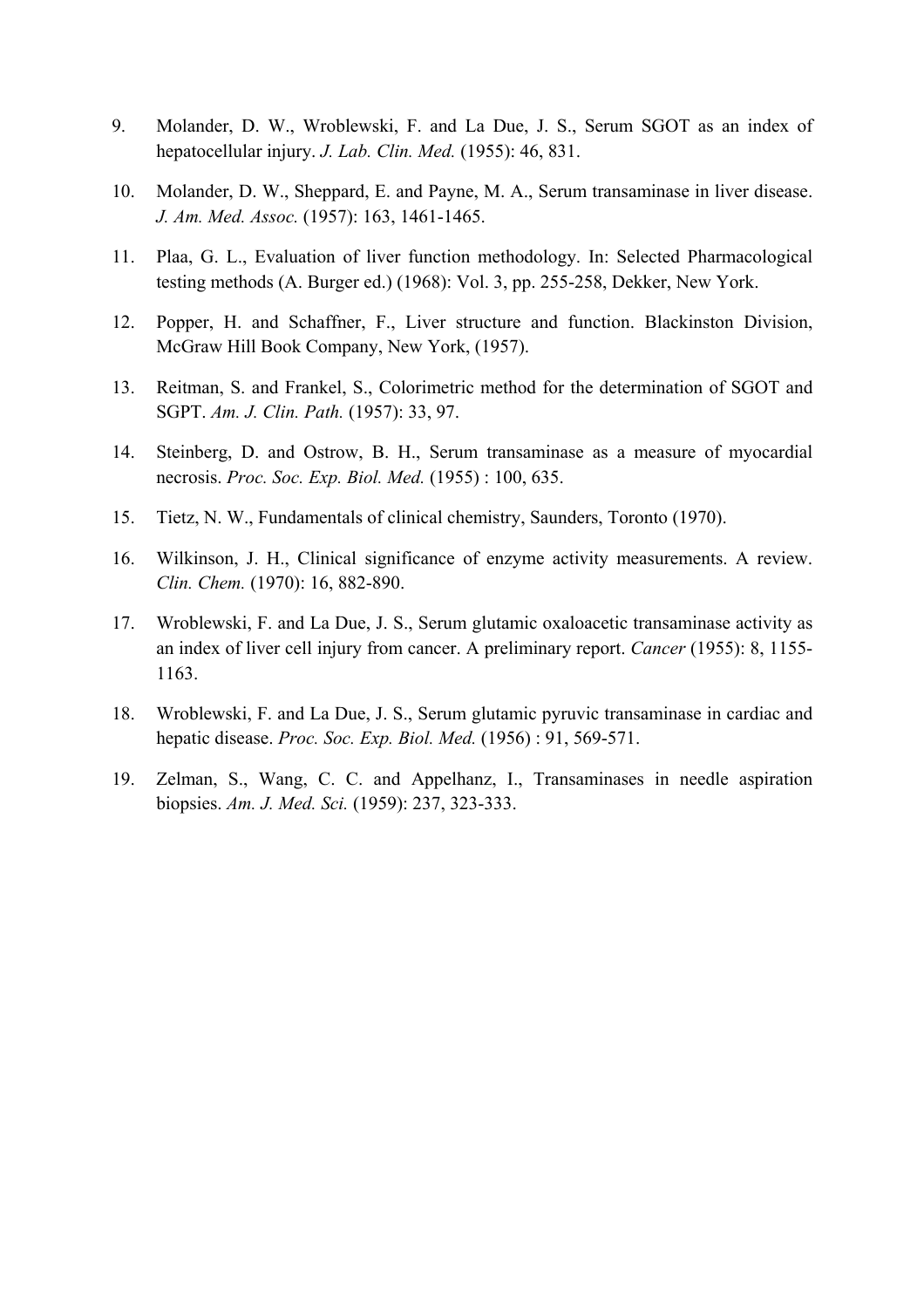9. Molander, D. W., Wroblewski, F. and La Due, J. S., Serum SGOT as an index of hepatocellular injury. *J. Lab. Clin. Med.* (1955): 46, 831.

10. Molander, D. W., Sheppard, E. and Payne, M. A., Serum transaminase in liver disease. *J. Am. Med. Assoc.* (1957): 163, 1461-1465.

11. Plaa, G. L., Evaluation of liver function methodology. In: Selected Pharmacological testing methods (A. Burger ed.) (1968): Vol. 3, pp. 255-258, Dekker, New York.

12. Popper, H. and Schaffner, F., Liver structure and function. Blackinston Division, McGraw Hill Book Company, New York, (1957).

13. Reitman, S. and Frankel, S., Colorimetric method for the determination of SGOT and SGPT. *Am. J. Clin. Path.* (1957): 33, 97.

14. Steinberg, D. and Ostrow, B. H., Serum transaminase as a measure of myocardial necrosis. *Proc. Soc. Exp. Biol. Med.* (1955) : 100, 635.

15. Tietz, N. W., Fundamentals of clinical chemistry, Saunders, Toronto (1970).

16. Wilkinson, J. H., Clinical significance of enzyme activity measurements. A review. *Clin. Chem.* (1970): 16, 882-890.

17. Wroblewski, F. and La Due, J. S., Serum glutamic oxaloacetic transaminase activity as an index of liver cell injury from cancer. A preliminary report. *Cancer* (1955): 8, 1155-1163.

18. Wroblewski, F. and La Due, J. S., Serum glutamic pyruvic transaminase in cardiac and hepatic disease. *Proc. Soc. Exp. Biol. Med.* (1956) : 91, 569-571.

19. Zelman, S., Wang, C. C. and Appelhanz, I., Transaminases in needle aspiration biopsies. *Am. J. Med. Sci.* (1959): 237, 323-333.